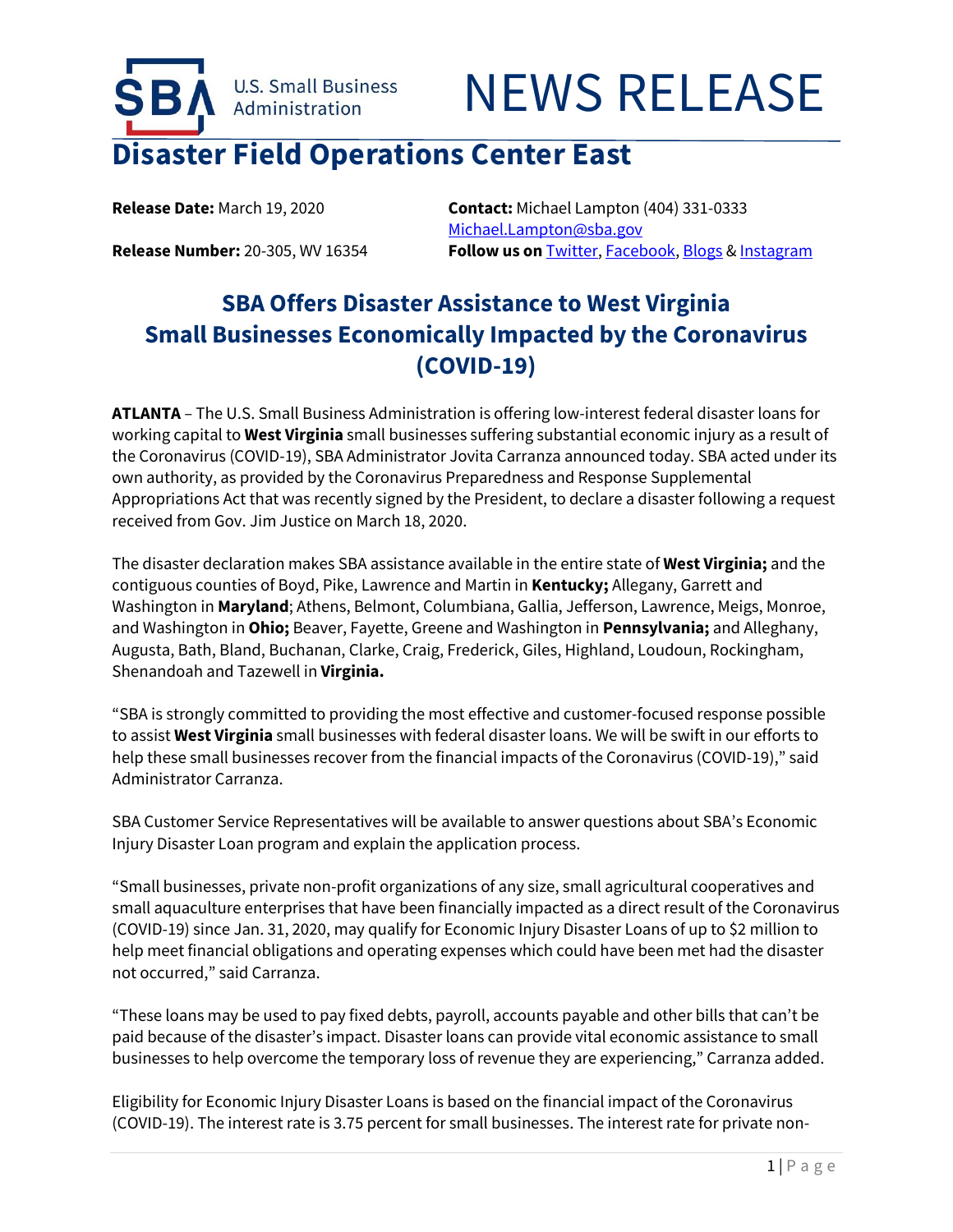U.S. Small Business Administration

# NEWS RELEASE

## Disaster Field Operations Center East

**Release Date:** March 19, 2020

**Release Number:** 20-305, WV 16354

**Contact:** Michael Lampton (404) 331-0333
Michael.Lampton@sba.gov

**Follow us on** Twitter, Facebook, Blogs & Instagram

## SBA Offers Disaster Assistance to West Virginia Small Businesses Economically Impacted by the Coronavirus (COVID-19)

**ATLANTA** – The U.S. Small Business Administration is offering low-interest federal disaster loans for working capital to **West Virginia** small businesses suffering substantial economic injury as a result of the Coronavirus (COVID-19), SBA Administrator Jovita Carranza announced today. SBA acted under its own authority, as provided by the Coronavirus Preparedness and Response Supplemental Appropriations Act that was recently signed by the President, to declare a disaster following a request received from Gov. Jim Justice on March 18, 2020.

The disaster declaration makes SBA assistance available in the entire state of **West Virginia;** and the contiguous counties of Boyd, Pike, Lawrence and Martin in **Kentucky;** Allegany, Garrett and Washington in **Maryland**; Athens, Belmont, Columbiana, Gallia, Jefferson, Lawrence, Meigs, Monroe, and Washington in **Ohio;** Beaver, Fayette, Greene and Washington in **Pennsylvania;** and Alleghany, Augusta, Bath, Bland, Buchanan, Clarke, Craig, Frederick, Giles, Highland, Loudoun, Rockingham, Shenandoah and Tazewell in **Virginia.**

"SBA is strongly committed to providing the most effective and customer-focused response possible to assist **West Virginia** small businesses with federal disaster loans. We will be swift in our efforts to help these small businesses recover from the financial impacts of the Coronavirus (COVID-19)," said Administrator Carranza.

SBA Customer Service Representatives will be available to answer questions about SBA's Economic Injury Disaster Loan program and explain the application process.

"Small businesses, private non-profit organizations of any size, small agricultural cooperatives and small aquaculture enterprises that have been financially impacted as a direct result of the Coronavirus (COVID-19) since Jan. 31, 2020, may qualify for Economic Injury Disaster Loans of up to $2 million to help meet financial obligations and operating expenses which could have been met had the disaster not occurred," said Carranza.

"These loans may be used to pay fixed debts, payroll, accounts payable and other bills that can't be paid because of the disaster's impact. Disaster loans can provide vital economic assistance to small businesses to help overcome the temporary loss of revenue they are experiencing," Carranza added.

Eligibility for Economic Injury Disaster Loans is based on the financial impact of the Coronavirus (COVID-19). The interest rate is 3.75 percent for small businesses. The interest rate for private non-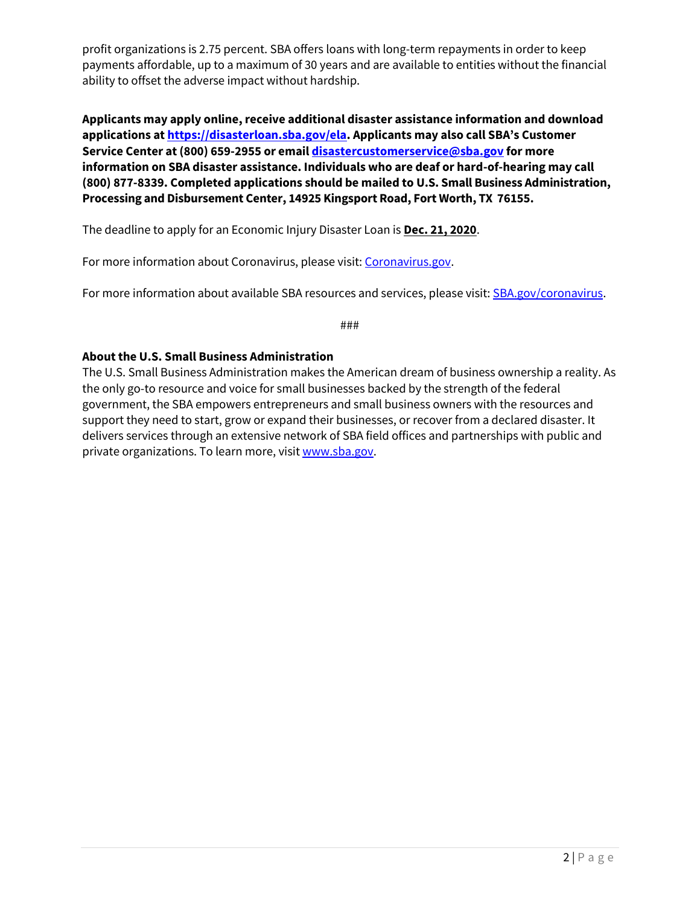profit organizations is 2.75 percent. SBA offers loans with long-term repayments in order to keep payments affordable, up to a maximum of 30 years and are available to entities without the financial ability to offset the adverse impact without hardship.

**Applicants may apply online, receive additional disaster assistance information and download applications at [https://disasterloan.sba.gov/ela](https://disasterloan.sba.gov/ela). Applicants may also call SBA's Customer Service Center at (800) 659-2955 or email [disastercustomerservice@sba.gov](mailto:disastercustomerservice@sba.gov) for more information on SBA disaster assistance. Individuals who are deaf or hard-of-hearing may call (800) 877-8339. Completed applications should be mailed to U.S. Small Business Administration, Processing and Disbursement Center, 14925 Kingsport Road, Fort Worth, TX 76155.**

The deadline to apply for an Economic Injury Disaster Loan is **Dec. 21, 2020**.

For more information about Coronavirus, please visit: [Coronavirus.gov](https://www.coronavirus.gov).

For more information about available SBA resources and services, please visit: [SBA.gov/coronavirus](https://www.sba.gov/coronavirus).

###

**About the U.S. Small Business Administration**

The U.S. Small Business Administration makes the American dream of business ownership a reality. As the only go-to resource and voice for small businesses backed by the strength of the federal government, the SBA empowers entrepreneurs and small business owners with the resources and support they need to start, grow or expand their businesses, or recover from a declared disaster. It delivers services through an extensive network of SBA field offices and partnerships with public and private organizations. To learn more, visit [www.sba.gov](http://www.sba.gov).